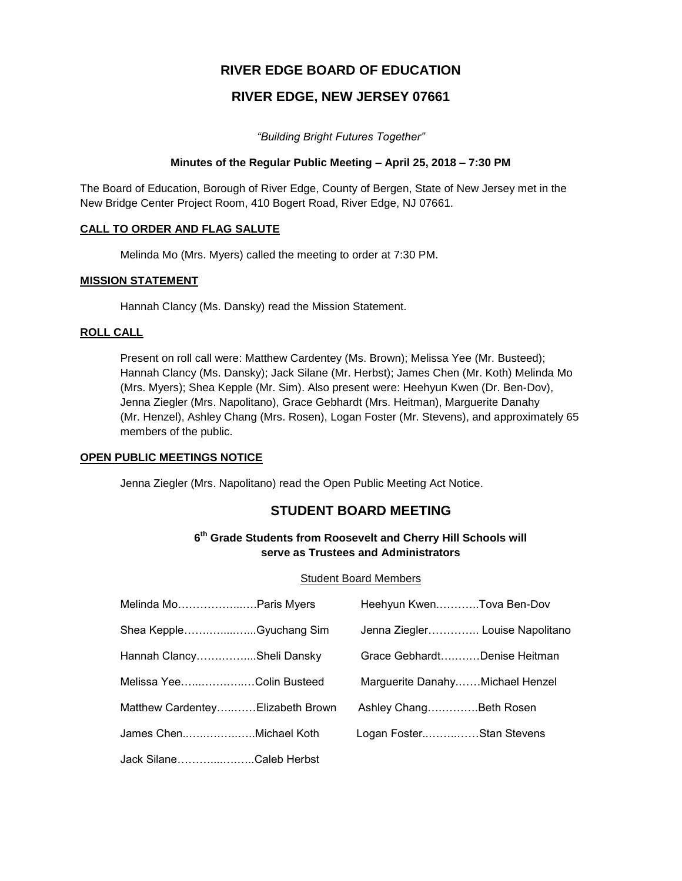# RIVER EDGE BOARD OF EDUCATION

# RIVER EDGE, NEW JERSEY 07661

*"Building Bright Futures Together"*

**Minutes of the Regular Public Meeting – April 25, 2018 – 7:30 PM**

The Board of Education, Borough of River Edge, County of Bergen, State of New Jersey met in the New Bridge Center Project Room, 410 Bogert Road, River Edge, NJ 07661.

**CALL TO ORDER AND FLAG SALUTE**

Melinda Mo (Mrs. Myers) called the meeting to order at 7:30 PM.

**MISSION STATEMENT**

Hannah Clancy (Ms. Dansky) read the Mission Statement.

**ROLL CALL**

Present on roll call were: Matthew Cardentey (Ms. Brown); Melissa Yee (Mr. Busteed); Hannah Clancy (Ms. Dansky); Jack Silane (Mr. Herbst); James Chen (Mr. Koth) Melinda Mo (Mrs. Myers); Shea Kepple (Mr. Sim). Also present were: Heehyun Kwen (Dr. Ben-Dov), Jenna Ziegler (Mrs. Napolitano), Grace Gebhardt (Mrs. Heitman), Marguerite Danahy (Mr. Henzel), Ashley Chang (Mrs. Rosen), Logan Foster (Mr. Stevens), and approximately 65 members of the public.

**OPEN PUBLIC MEETINGS NOTICE**

Jenna Ziegler (Mrs. Napolitano) read the Open Public Meeting Act Notice.

## STUDENT BOARD MEETING

### 6th Grade Students from Roosevelt and Cherry Hill Schools will serve as Trustees and Administrators

Student Board Members

Melinda Mo……………...….Paris Myers

Shea Kepple……….....…...Gyuchang Sim

Hannah Clancy…….……....Sheli Dansky

Melissa Yee…...………..…Colin Busteed

Matthew Cardentey…..……Elizabeth Brown

James Chen..…..………..…Michael Koth

Jack Silane………....……..Caleb Herbst

Heehyun Kwen………..Tova Ben-Dov

Jenna Ziegler………….. Louise Napolitano

Grace Gebhardt….….…Denise Heitman

Marguerite Danahy.……Michael Henzel

Ashley Chang….………Beth Rosen

Logan Foster..……..……Stan Stevens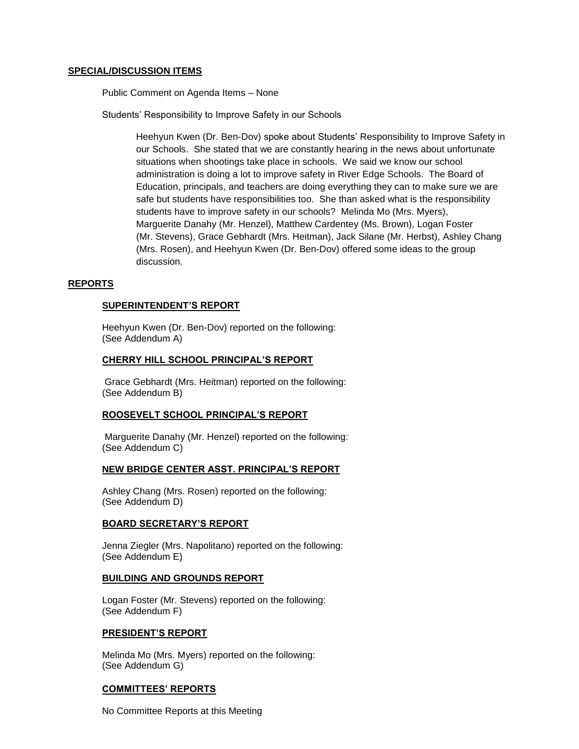## SPECIAL/DISCUSSION ITEMS

Public Comment on Agenda Items – None

Students' Responsibility to Improve Safety in our Schools

> Heehyun Kwen (Dr. Ben-Dov) spoke about Students' Responsibility to Improve Safety in our Schools. She stated that we are constantly hearing in the news about unfortunate situations when shootings take place in schools. We said we know our school administration is doing a lot to improve safety in River Edge Schools. The Board of Education, principals, and teachers are doing everything they can to make sure we are safe but students have responsibilities too. She than asked what is the responsibility students have to improve safety in our schools? Melinda Mo (Mrs. Myers), Marguerite Danahy (Mr. Henzel), Matthew Cardentey (Ms. Brown), Logan Foster (Mr. Stevens), Grace Gebhardt (Mrs. Heitman), Jack Silane (Mr. Herbst), Ashley Chang (Mrs. Rosen), and Heehyun Kwen (Dr. Ben-Dov) offered some ideas to the group discussion.

## REPORTS

### SUPERINTENDENT'S REPORT

Heehyun Kwen (Dr. Ben-Dov) reported on the following:
(See Addendum A)

### CHERRY HILL SCHOOL PRINCIPAL'S REPORT

Grace Gebhardt (Mrs. Heitman) reported on the following:
(See Addendum B)

### ROOSEVELT SCHOOL PRINCIPAL'S REPORT

Marguerite Danahy (Mr. Henzel) reported on the following:
(See Addendum C)

### NEW BRIDGE CENTER ASST. PRINCIPAL'S REPORT

Ashley Chang (Mrs. Rosen) reported on the following:
(See Addendum D)

### BOARD SECRETARY'S REPORT

Jenna Ziegler (Mrs. Napolitano) reported on the following:
(See Addendum E)

### BUILDING AND GROUNDS REPORT

Logan Foster (Mr. Stevens) reported on the following:
(See Addendum F)

### PRESIDENT'S REPORT

Melinda Mo (Mrs. Myers) reported on the following:
(See Addendum G)

### COMMITTEES' REPORTS

No Committee Reports at this Meeting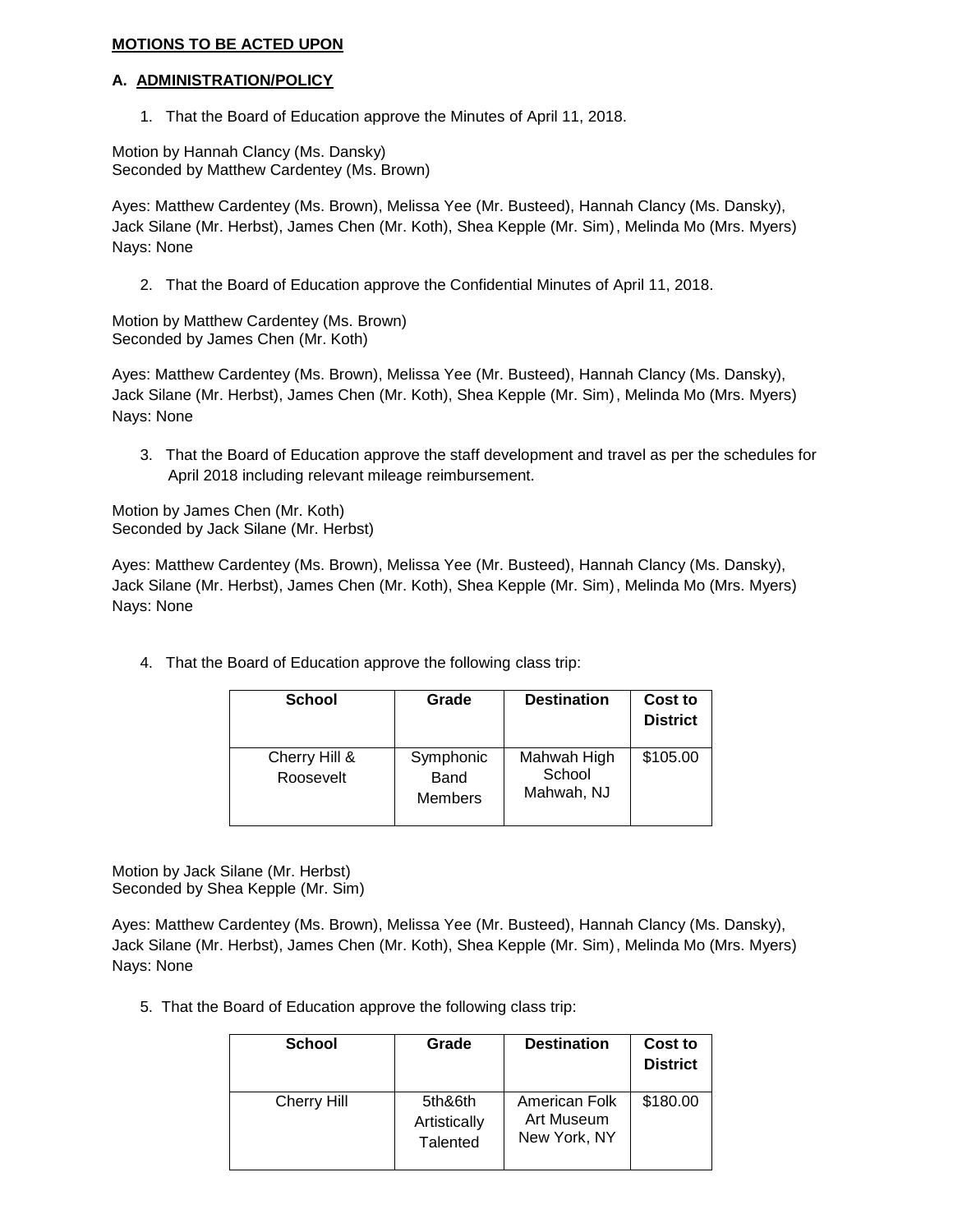**MOTIONS TO BE ACTED UPON**

**A. ADMINISTRATION/POLICY**

1. That the Board of Education approve the Minutes of April 11, 2018.

Motion by Hannah Clancy (Ms. Dansky)
Seconded by Matthew Cardentey (Ms. Brown)

Ayes: Matthew Cardentey (Ms. Brown), Melissa Yee (Mr. Busteed), Hannah Clancy (Ms. Dansky), Jack Silane (Mr. Herbst), James Chen (Mr. Koth), Shea Kepple (Mr. Sim), Melinda Mo (Mrs. Myers)
Nays: None

2. That the Board of Education approve the Confidential Minutes of April 11, 2018.

Motion by Matthew Cardentey (Ms. Brown)
Seconded by James Chen (Mr. Koth)

Ayes: Matthew Cardentey (Ms. Brown), Melissa Yee (Mr. Busteed), Hannah Clancy (Ms. Dansky), Jack Silane (Mr. Herbst), James Chen (Mr. Koth), Shea Kepple (Mr. Sim), Melinda Mo (Mrs. Myers)
Nays: None

3. That the Board of Education approve the staff development and travel as per the schedules for April 2018 including relevant mileage reimbursement.

Motion by James Chen (Mr. Koth)
Seconded by Jack Silane (Mr. Herbst)

Ayes: Matthew Cardentey (Ms. Brown), Melissa Yee (Mr. Busteed), Hannah Clancy (Ms. Dansky), Jack Silane (Mr. Herbst), James Chen (Mr. Koth), Shea Kepple (Mr. Sim), Melinda Mo (Mrs. Myers)
Nays: None

4. That the Board of Education approve the following class trip:

| School | Grade | Destination | Cost to District |
|---|---|---|---|
| Cherry Hill & Roosevelt | Symphonic Band Members | Mahwah High School Mahwah, NJ | $105.00 |

Motion by Jack Silane (Mr. Herbst)
Seconded by Shea Kepple (Mr. Sim)

Ayes: Matthew Cardentey (Ms. Brown), Melissa Yee (Mr. Busteed), Hannah Clancy (Ms. Dansky), Jack Silane (Mr. Herbst), James Chen (Mr. Koth), Shea Kepple (Mr. Sim), Melinda Mo (Mrs. Myers)
Nays: None

5. That the Board of Education approve the following class trip:

| School | Grade | Destination | Cost to District |
|---|---|---|---|
| Cherry Hill | 5th&6th Artistically Talented | American Folk Art Museum New York, NY | $180.00 |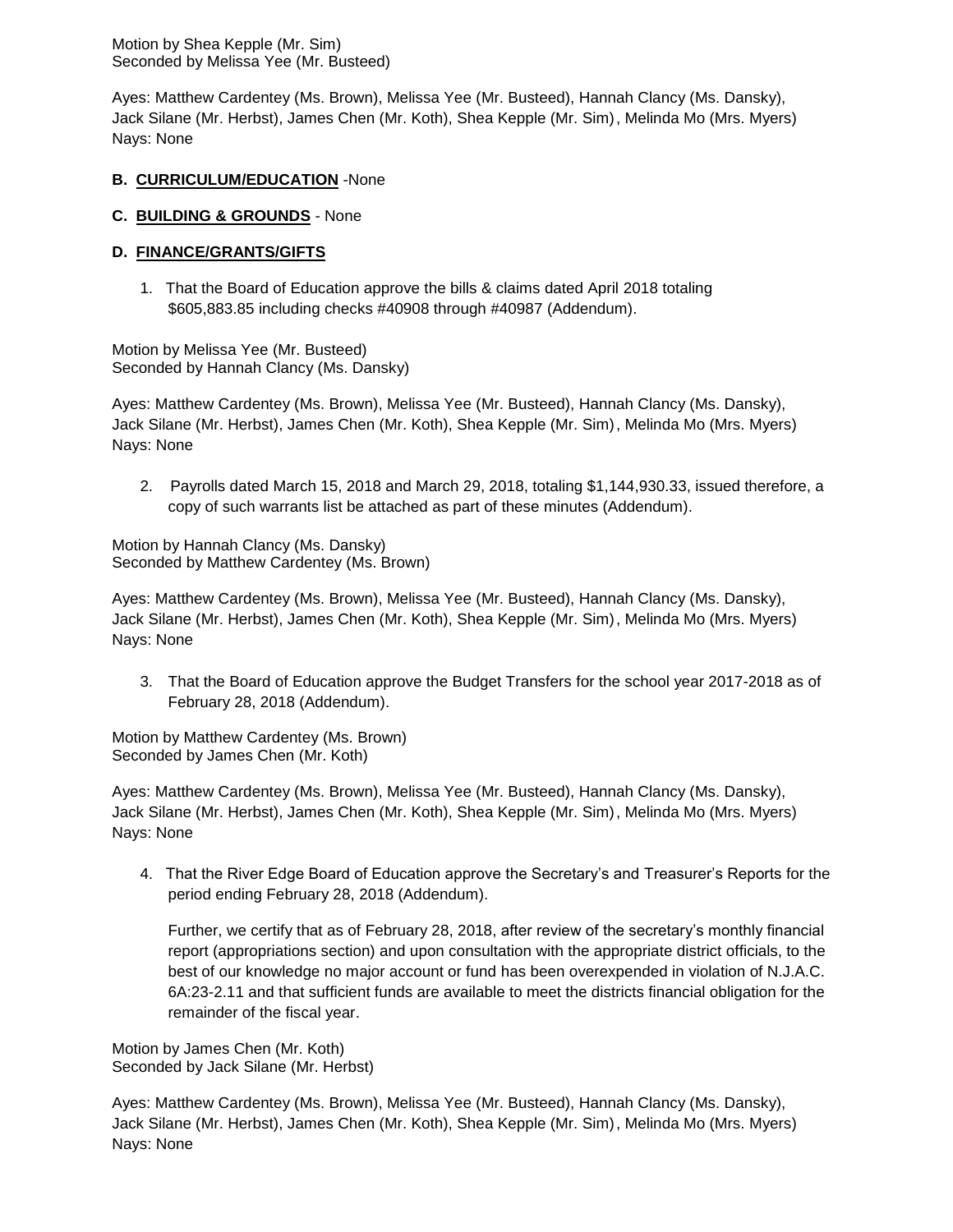Motion by Shea Kepple (Mr. Sim)
Seconded by Melissa Yee (Mr. Busteed)

Ayes: Matthew Cardentey (Ms. Brown), Melissa Yee (Mr. Busteed), Hannah Clancy (Ms. Dansky), Jack Silane (Mr. Herbst), James Chen (Mr. Koth), Shea Kepple (Mr. Sim), Melinda Mo (Mrs. Myers)
Nays: None

**B. CURRICULUM/EDUCATION** -None

**C. BUILDING & GROUNDS** - None

**D. FINANCE/GRANTS/GIFTS**

1. That the Board of Education approve the bills & claims dated April 2018 totaling $605,883.85 including checks #40908 through #40987 (Addendum).

Motion by Melissa Yee (Mr. Busteed)
Seconded by Hannah Clancy (Ms. Dansky)

Ayes: Matthew Cardentey (Ms. Brown), Melissa Yee (Mr. Busteed), Hannah Clancy (Ms. Dansky), Jack Silane (Mr. Herbst), James Chen (Mr. Koth), Shea Kepple (Mr. Sim), Melinda Mo (Mrs. Myers)
Nays: None

2. Payrolls dated March 15, 2018 and March 29, 2018, totaling $1,144,930.33, issued therefore, a copy of such warrants list be attached as part of these minutes (Addendum).

Motion by Hannah Clancy (Ms. Dansky)
Seconded by Matthew Cardentey (Ms. Brown)

Ayes: Matthew Cardentey (Ms. Brown), Melissa Yee (Mr. Busteed), Hannah Clancy (Ms. Dansky), Jack Silane (Mr. Herbst), James Chen (Mr. Koth), Shea Kepple (Mr. Sim), Melinda Mo (Mrs. Myers)
Nays: None

3. That the Board of Education approve the Budget Transfers for the school year 2017-2018 as of February 28, 2018 (Addendum).

Motion by Matthew Cardentey (Ms. Brown)
Seconded by James Chen (Mr. Koth)

Ayes: Matthew Cardentey (Ms. Brown), Melissa Yee (Mr. Busteed), Hannah Clancy (Ms. Dansky), Jack Silane (Mr. Herbst), James Chen (Mr. Koth), Shea Kepple (Mr. Sim), Melinda Mo (Mrs. Myers)
Nays: None

4. That the River Edge Board of Education approve the Secretary's and Treasurer's Reports for the period ending February 28, 2018 (Addendum).

   Further, we certify that as of February 28, 2018, after review of the secretary's monthly financial report (appropriations section) and upon consultation with the appropriate district officials, to the best of our knowledge no major account or fund has been overexpended in violation of N.J.A.C. 6A:23-2.11 and that sufficient funds are available to meet the districts financial obligation for the remainder of the fiscal year.

Motion by James Chen (Mr. Koth)
Seconded by Jack Silane (Mr. Herbst)

Ayes: Matthew Cardentey (Ms. Brown), Melissa Yee (Mr. Busteed), Hannah Clancy (Ms. Dansky), Jack Silane (Mr. Herbst), James Chen (Mr. Koth), Shea Kepple (Mr. Sim), Melinda Mo (Mrs. Myers)
Nays: None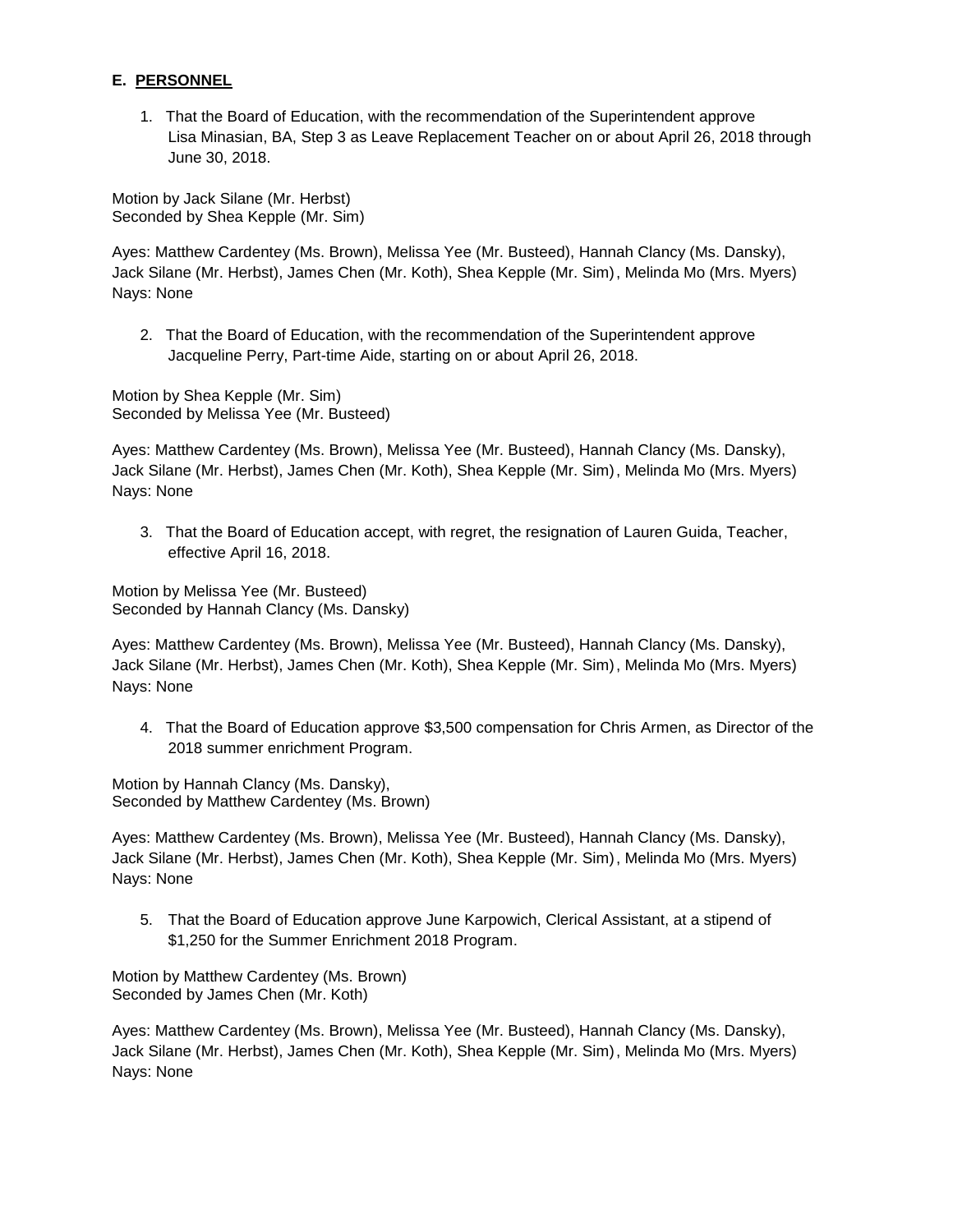**E. <u>PERSONNEL</u>**

1. That the Board of Education, with the recommendation of the Superintendent approve Lisa Minasian, BA, Step 3 as Leave Replacement Teacher on or about April 26, 2018 through June 30, 2018.

Motion by Jack Silane (Mr. Herbst)
Seconded by Shea Kepple (Mr. Sim)

Ayes: Matthew Cardentey (Ms. Brown), Melissa Yee (Mr. Busteed), Hannah Clancy (Ms. Dansky), Jack Silane (Mr. Herbst), James Chen (Mr. Koth), Shea Kepple (Mr. Sim), Melinda Mo (Mrs. Myers)
Nays: None

2. That the Board of Education, with the recommendation of the Superintendent approve Jacqueline Perry, Part-time Aide, starting on or about April 26, 2018.

Motion by Shea Kepple (Mr. Sim)
Seconded by Melissa Yee (Mr. Busteed)

Ayes: Matthew Cardentey (Ms. Brown), Melissa Yee (Mr. Busteed), Hannah Clancy (Ms. Dansky), Jack Silane (Mr. Herbst), James Chen (Mr. Koth), Shea Kepple (Mr. Sim), Melinda Mo (Mrs. Myers)
Nays: None

3. That the Board of Education accept, with regret, the resignation of Lauren Guida, Teacher, effective April 16, 2018.

Motion by Melissa Yee (Mr. Busteed)
Seconded by Hannah Clancy (Ms. Dansky)

Ayes: Matthew Cardentey (Ms. Brown), Melissa Yee (Mr. Busteed), Hannah Clancy (Ms. Dansky), Jack Silane (Mr. Herbst), James Chen (Mr. Koth), Shea Kepple (Mr. Sim), Melinda Mo (Mrs. Myers)
Nays: None

4. That the Board of Education approve $3,500 compensation for Chris Armen, as Director of the 2018 summer enrichment Program.

Motion by Hannah Clancy (Ms. Dansky),
Seconded by Matthew Cardentey (Ms. Brown)

Ayes: Matthew Cardentey (Ms. Brown), Melissa Yee (Mr. Busteed), Hannah Clancy (Ms. Dansky), Jack Silane (Mr. Herbst), James Chen (Mr. Koth), Shea Kepple (Mr. Sim), Melinda Mo (Mrs. Myers)
Nays: None

5. That the Board of Education approve June Karpowich, Clerical Assistant, at a stipend of $1,250 for the Summer Enrichment 2018 Program.

Motion by Matthew Cardentey (Ms. Brown)
Seconded by James Chen (Mr. Koth)

Ayes: Matthew Cardentey (Ms. Brown), Melissa Yee (Mr. Busteed), Hannah Clancy (Ms. Dansky), Jack Silane (Mr. Herbst), James Chen (Mr. Koth), Shea Kepple (Mr. Sim), Melinda Mo (Mrs. Myers)
Nays: None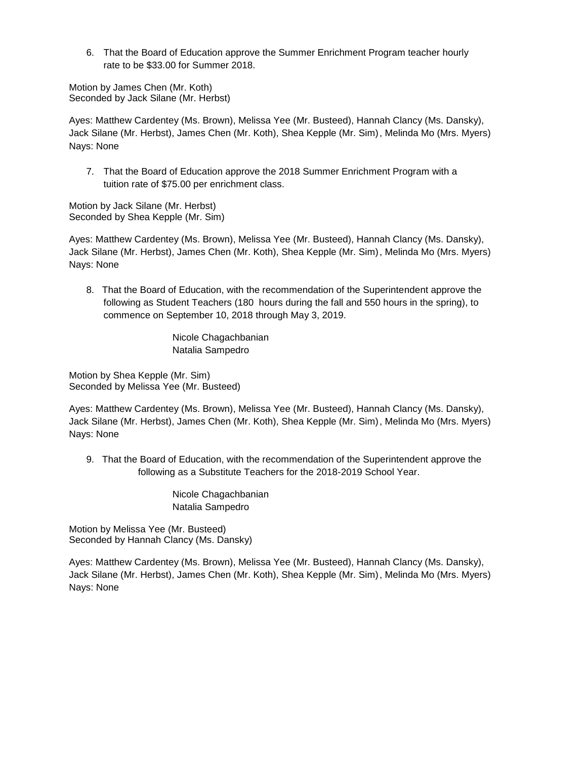6. That the Board of Education approve the Summer Enrichment Program teacher hourly rate to be $33.00 for Summer 2018.

Motion by James Chen (Mr. Koth)
Seconded by Jack Silane (Mr. Herbst)

Ayes: Matthew Cardentey (Ms. Brown), Melissa Yee (Mr. Busteed), Hannah Clancy (Ms. Dansky), Jack Silane (Mr. Herbst), James Chen (Mr. Koth), Shea Kepple (Mr. Sim), Melinda Mo (Mrs. Myers)
Nays: None

7. That the Board of Education approve the 2018 Summer Enrichment Program with a tuition rate of $75.00 per enrichment class.

Motion by Jack Silane (Mr. Herbst)
Seconded by Shea Kepple (Mr. Sim)

Ayes: Matthew Cardentey (Ms. Brown), Melissa Yee (Mr. Busteed), Hannah Clancy (Ms. Dansky), Jack Silane (Mr. Herbst), James Chen (Mr. Koth), Shea Kepple (Mr. Sim), Melinda Mo (Mrs. Myers)
Nays: None

8. That the Board of Education, with the recommendation of the Superintendent approve the following as Student Teachers (180 hours during the fall and 550 hours in the spring), to commence on September 10, 2018 through May 3, 2019.

   Nicole Chagachbanian
   Natalia Sampedro

Motion by Shea Kepple (Mr. Sim)
Seconded by Melissa Yee (Mr. Busteed)

Ayes: Matthew Cardentey (Ms. Brown), Melissa Yee (Mr. Busteed), Hannah Clancy (Ms. Dansky), Jack Silane (Mr. Herbst), James Chen (Mr. Koth), Shea Kepple (Mr. Sim), Melinda Mo (Mrs. Myers)
Nays: None

9. That the Board of Education, with the recommendation of the Superintendent approve the following as a Substitute Teachers for the 2018-2019 School Year.

   Nicole Chagachbanian
   Natalia Sampedro

Motion by Melissa Yee (Mr. Busteed)
Seconded by Hannah Clancy (Ms. Dansky)

Ayes: Matthew Cardentey (Ms. Brown), Melissa Yee (Mr. Busteed), Hannah Clancy (Ms. Dansky), Jack Silane (Mr. Herbst), James Chen (Mr. Koth), Shea Kepple (Mr. Sim), Melinda Mo (Mrs. Myers)
Nays: None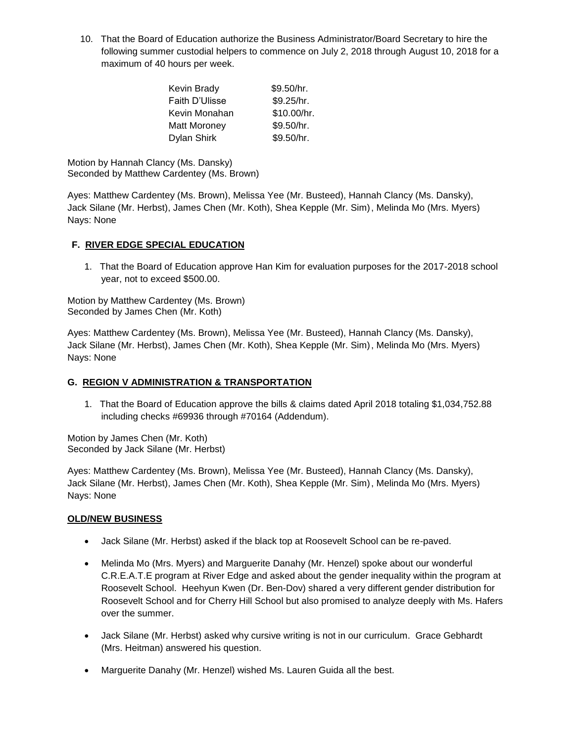10. That the Board of Education authorize the Business Administrator/Board Secretary to hire the following summer custodial helpers to commence on July 2, 2018 through August 10, 2018 for a maximum of 40 hours per week.

| | |
|---|---|
| Kevin Brady | $9.50/hr. |
| Faith D'Ulisse | $9.25/hr. |
| Kevin Monahan | $10.00/hr. |
| Matt Moroney | $9.50/hr. |
| Dylan Shirk | $9.50/hr. |

Motion by Hannah Clancy (Ms. Dansky)
Seconded by Matthew Cardentey (Ms. Brown)

Ayes: Matthew Cardentey (Ms. Brown), Melissa Yee (Mr. Busteed), Hannah Clancy (Ms. Dansky), Jack Silane (Mr. Herbst), James Chen (Mr. Koth), Shea Kepple (Mr. Sim), Melinda Mo (Mrs. Myers)
Nays: None

## F. RIVER EDGE SPECIAL EDUCATION

1. That the Board of Education approve Han Kim for evaluation purposes for the 2017-2018 school year, not to exceed $500.00.

Motion by Matthew Cardentey (Ms. Brown)
Seconded by James Chen (Mr. Koth)

Ayes: Matthew Cardentey (Ms. Brown), Melissa Yee (Mr. Busteed), Hannah Clancy (Ms. Dansky), Jack Silane (Mr. Herbst), James Chen (Mr. Koth), Shea Kepple (Mr. Sim), Melinda Mo (Mrs. Myers)
Nays: None

## G. REGION V ADMINISTRATION & TRANSPORTATION

1. That the Board of Education approve the bills & claims dated April 2018 totaling $1,034,752.88 including checks #69936 through #70164 (Addendum).

Motion by James Chen (Mr. Koth)
Seconded by Jack Silane (Mr. Herbst)

Ayes: Matthew Cardentey (Ms. Brown), Melissa Yee (Mr. Busteed), Hannah Clancy (Ms. Dansky), Jack Silane (Mr. Herbst), James Chen (Mr. Koth), Shea Kepple (Mr. Sim), Melinda Mo (Mrs. Myers)
Nays: None

## OLD/NEW BUSINESS

- Jack Silane (Mr. Herbst) asked if the black top at Roosevelt School can be re-paved.
- Melinda Mo (Mrs. Myers) and Marguerite Danahy (Mr. Henzel) spoke about our wonderful C.R.E.A.T.E program at River Edge and asked about the gender inequality within the program at Roosevelt School. Heehyun Kwen (Dr. Ben-Dov) shared a very different gender distribution for Roosevelt School and for Cherry Hill School but also promised to analyze deeply with Ms. Hafers over the summer.
- Jack Silane (Mr. Herbst) asked why cursive writing is not in our curriculum. Grace Gebhardt (Mrs. Heitman) answered his question.
- Marguerite Danahy (Mr. Henzel) wished Ms. Lauren Guida all the best.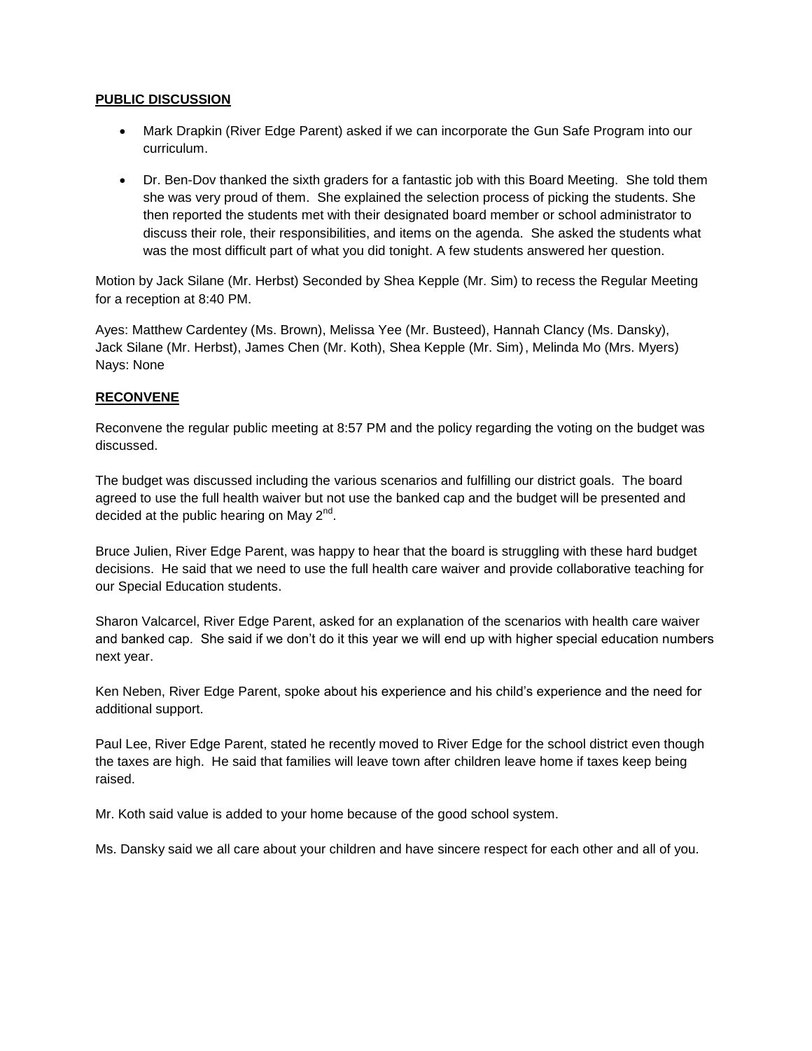## PUBLIC DISCUSSION

- Mark Drapkin (River Edge Parent) asked if we can incorporate the Gun Safe Program into our curriculum.
- Dr. Ben-Dov thanked the sixth graders for a fantastic job with this Board Meeting. She told them she was very proud of them. She explained the selection process of picking the students. She then reported the students met with their designated board member or school administrator to discuss their role, their responsibilities, and items on the agenda. She asked the students what was the most difficult part of what you did tonight. A few students answered her question.

Motion by Jack Silane (Mr. Herbst) Seconded by Shea Kepple (Mr. Sim) to recess the Regular Meeting for a reception at 8:40 PM.

Ayes: Matthew Cardentey (Ms. Brown), Melissa Yee (Mr. Busteed), Hannah Clancy (Ms. Dansky), Jack Silane (Mr. Herbst), James Chen (Mr. Koth), Shea Kepple (Mr. Sim), Melinda Mo (Mrs. Myers)
Nays: None

## RECONVENE

Reconvene the regular public meeting at 8:57 PM and the policy regarding the voting on the budget was discussed.

The budget was discussed including the various scenarios and fulfilling our district goals. The board agreed to use the full health waiver but not use the banked cap and the budget will be presented and decided at the public hearing on May 2nd.

Bruce Julien, River Edge Parent, was happy to hear that the board is struggling with these hard budget decisions. He said that we need to use the full health care waiver and provide collaborative teaching for our Special Education students.

Sharon Valcarcel, River Edge Parent, asked for an explanation of the scenarios with health care waiver and banked cap. She said if we don't do it this year we will end up with higher special education numbers next year.

Ken Neben, River Edge Parent, spoke about his experience and his child's experience and the need for additional support.

Paul Lee, River Edge Parent, stated he recently moved to River Edge for the school district even though the taxes are high. He said that families will leave town after children leave home if taxes keep being raised.

Mr. Koth said value is added to your home because of the good school system.

Ms. Dansky said we all care about your children and have sincere respect for each other and all of you.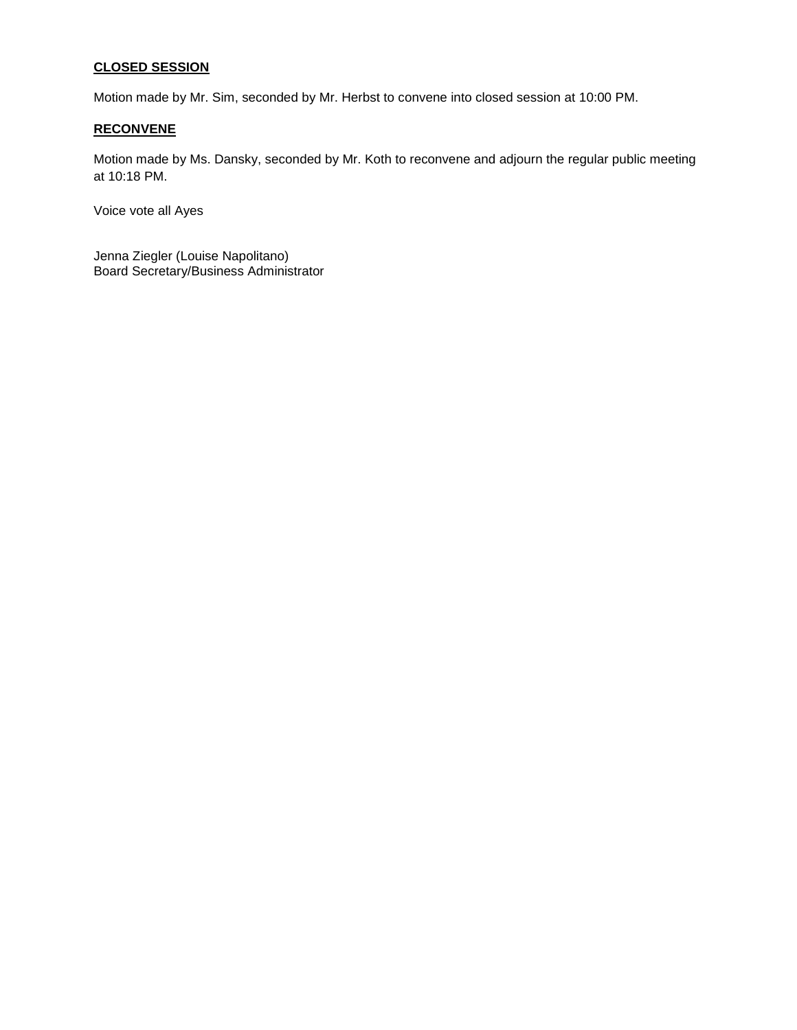**CLOSED SESSION**

Motion made by Mr. Sim, seconded by Mr. Herbst to convene into closed session at 10:00 PM.

**RECONVENE**

Motion made by Ms. Dansky, seconded by Mr. Koth to reconvene and adjourn the regular public meeting at 10:18 PM.

Voice vote all Ayes

Jenna Ziegler (Louise Napolitano)
Board Secretary/Business Administrator